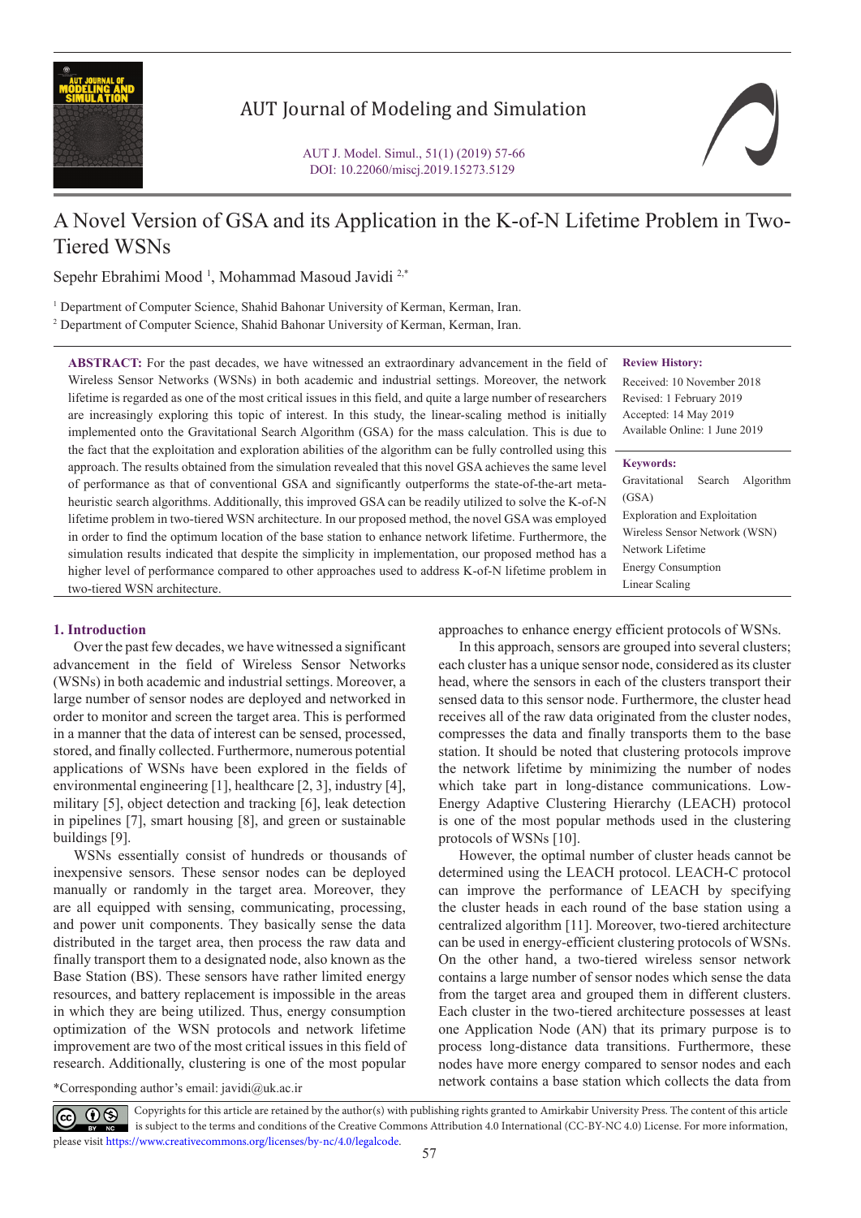# A Novel Version of GSA and its Application in the K-of-N Lifetime Problem in Two-Tiered WSNs

Sepehr Ebrahimi Mood [1], Mohammad Masoud Javidi [2,*]

[1] Department of Computer Science, Shahid Bahonar University of Kerman, Kerman, Iran.
[2] Department of Computer Science, Shahid Bahonar University of Kerman, Kerman, Iran.

**ABSTRACT:** For the past decades, we have witnessed an extraordinary advancement in the field of Wireless Sensor Networks (WSNs) in both academic and industrial settings. Moreover, the network lifetime is regarded as one of the most critical issues in this field, and quite a large number of researchers are increasingly exploring this topic of interest. In this study, the linear-scaling method is initially implemented onto the Gravitational Search Algorithm (GSA) for the mass calculation. This is due to the fact that the exploitation and exploration abilities of the algorithm can be fully controlled using this approach. The results obtained from the simulation revealed that this novel GSA achieves the same level of performance as that of conventional GSA and significantly outperforms the state-of-the-art meta-heuristic search algorithms. Additionally, this improved GSA can be readily utilized to solve the K-of-N lifetime problem in two-tiered WSN architecture. In our proposed method, the novel GSA was employed in order to find the optimum location of the base station to enhance network lifetime. Furthermore, the simulation results indicated that despite the simplicity in implementation, our proposed method has a higher level of performance compared to other approaches used to address K-of-N lifetime problem in two-tiered WSN architecture.

**Review History:**

Received: 10 November 2018
Revised: 1 February 2019
Accepted: 14 May 2019
Available Online: 1 June 2019

**Keywords:**

Gravitational Search Algorithm (GSA)
Exploration and Exploitation
Wireless Sensor Network (WSN)
Network Lifetime
Energy Consumption
Linear Scaling

## 1. Introduction

Over the past few decades, we have witnessed a significant advancement in the field of Wireless Sensor Networks (WSNs) in both academic and industrial settings. Moreover, a large number of sensor nodes are deployed and networked in order to monitor and screen the target area. This is performed in a manner that the data of interest can be sensed, processed, stored, and finally collected. Furthermore, numerous potential applications of WSNs have been explored in the fields of environmental engineering [1], healthcare [2, 3], industry [4], military [5], object detection and tracking [6], leak detection in pipelines [7], smart housing [8], and green or sustainable buildings [9].

WSNs essentially consist of hundreds or thousands of inexpensive sensors. These sensor nodes can be deployed manually or randomly in the target area. Moreover, they are all equipped with sensing, communicating, processing, and power unit components. They basically sense the data distributed in the target area, then process the raw data and finally transport them to a designated node, also known as the Base Station (BS). These sensors have rather limited energy resources, and battery replacement is impossible in the areas in which they are being utilized. Thus, energy consumption optimization of the WSN protocols and network lifetime improvement are two of the most critical issues in this field of research. Additionally, clustering is one of the most popular approaches to enhance energy efficient protocols of WSNs.

In this approach, sensors are grouped into several clusters; each cluster has a unique sensor node, considered as its cluster head, where the sensors in each of the clusters transport their sensed data to this sensor node. Furthermore, the cluster head receives all of the raw data originated from the cluster nodes, compresses the data and finally transports them to the base station. It should be noted that clustering protocols improve the network lifetime by minimizing the number of nodes which take part in long-distance communications. Low-Energy Adaptive Clustering Hierarchy (LEACH) protocol is one of the most popular methods used in the clustering protocols of WSNs [10].

However, the optimal number of cluster heads cannot be determined using the LEACH protocol. LEACH-C protocol can improve the performance of LEACH by specifying the cluster heads in each round of the base station using a centralized algorithm [11]. Moreover, two-tiered architecture can be used in energy-efficient clustering protocols of WSNs. On the other hand, a two-tiered wireless sensor network contains a large number of sensor nodes which sense the data from the target area and grouped them in different clusters. Each cluster in the two-tiered architecture possesses at least one Application Node (AN) that its primary purpose is to process long-distance data transitions. Furthermore, these nodes have more energy compared to sensor nodes and each network contains a base station which collects the data from

*Corresponding author's email: javidi@uk.ac.ir

Copyrights for this article are retained by the author(s) with publishing rights granted to Amirkabir University Press. The content of this article is subject to the terms and conditions of the Creative Commons Attribution 4.0 International (CC-BY-NC 4.0) License. For more information, please visit https://www.creativecommons.org/licenses/by-nc/4.0/legalcode.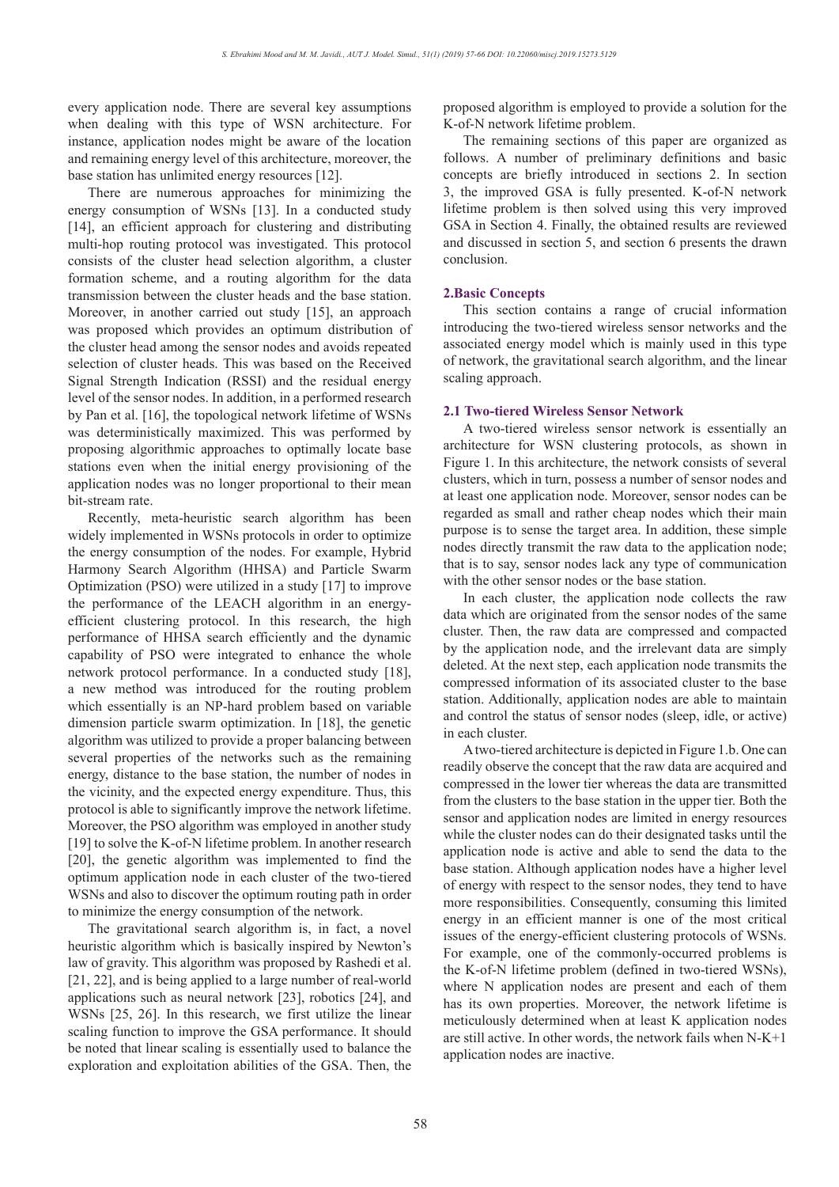every application node. There are several key assumptions when dealing with this type of WSN architecture. For instance, application nodes might be aware of the location and remaining energy level of this architecture, moreover, the base station has unlimited energy resources [12].

There are numerous approaches for minimizing the energy consumption of WSNs [13]. In a conducted study [14], an efficient approach for clustering and distributing multi-hop routing protocol was investigated. This protocol consists of the cluster head selection algorithm, a cluster formation scheme, and a routing algorithm for the data transmission between the cluster heads and the base station. Moreover, in another carried out study [15], an approach was proposed which provides an optimum distribution of the cluster head among the sensor nodes and avoids repeated selection of cluster heads. This was based on the Received Signal Strength Indication (RSSI) and the residual energy level of the sensor nodes. In addition, in a performed research by Pan et al. [16], the topological network lifetime of WSNs was deterministically maximized. This was performed by proposing algorithmic approaches to optimally locate base stations even when the initial energy provisioning of the application nodes was no longer proportional to their mean bit-stream rate.

Recently, meta-heuristic search algorithm has been widely implemented in WSNs protocols in order to optimize the energy consumption of the nodes. For example, Hybrid Harmony Search Algorithm (HHSA) and Particle Swarm Optimization (PSO) were utilized in a study [17] to improve the performance of the LEACH algorithm in an energy-efficient clustering protocol. In this research, the high performance of HHSA search efficiently and the dynamic capability of PSO were integrated to enhance the whole network protocol performance. In a conducted study [18], a new method was introduced for the routing problem which essentially is an NP-hard problem based on variable dimension particle swarm optimization. In [18], the genetic algorithm was utilized to provide a proper balancing between several properties of the networks such as the remaining energy, distance to the base station, the number of nodes in the vicinity, and the expected energy expenditure. Thus, this protocol is able to significantly improve the network lifetime. Moreover, the PSO algorithm was employed in another study [19] to solve the K-of-N lifetime problem. In another research [20], the genetic algorithm was implemented to find the optimum application node in each cluster of the two-tiered WSNs and also to discover the optimum routing path in order to minimize the energy consumption of the network.

The gravitational search algorithm is, in fact, a novel heuristic algorithm which is basically inspired by Newton's law of gravity. This algorithm was proposed by Rashedi et al. [21, 22], and is being applied to a large number of real-world applications such as neural network [23], robotics [24], and WSNs [25, 26]. In this research, we first utilize the linear scaling function to improve the GSA performance. It should be noted that linear scaling is essentially used to balance the exploration and exploitation abilities of the GSA. Then, the proposed algorithm is employed to provide a solution for the K-of-N network lifetime problem.

The remaining sections of this paper are organized as follows. A number of preliminary definitions and basic concepts are briefly introduced in sections 2. In section 3, the improved GSA is fully presented. K-of-N network lifetime problem is then solved using this very improved GSA in Section 4. Finally, the obtained results are reviewed and discussed in section 5, and section 6 presents the drawn conclusion.

## 2. Basic Concepts

This section contains a range of crucial information introducing the two-tiered wireless sensor networks and the associated energy model which is mainly used in this type of network, the gravitational search algorithm, and the linear scaling approach.

### 2.1 Two-tiered Wireless Sensor Network

A two-tiered wireless sensor network is essentially an architecture for WSN clustering protocols, as shown in Figure 1. In this architecture, the network consists of several clusters, which in turn, possess a number of sensor nodes and at least one application node. Moreover, sensor nodes can be regarded as small and rather cheap nodes which their main purpose is to sense the target area. In addition, these simple nodes directly transmit the raw data to the application node; that is to say, sensor nodes lack any type of communication with the other sensor nodes or the base station.

In each cluster, the application node collects the raw data which are originated from the sensor nodes of the same cluster. Then, the raw data are compressed and compacted by the application node, and the irrelevant data are simply deleted. At the next step, each application node transmits the compressed information of its associated cluster to the base station. Additionally, application nodes are able to maintain and control the status of sensor nodes (sleep, idle, or active) in each cluster.

A two-tiered architecture is depicted in Figure 1.b. One can readily observe the concept that the raw data are acquired and compressed in the lower tier whereas the data are transmitted from the clusters to the base station in the upper tier. Both the sensor and application nodes are limited in energy resources while the cluster nodes can do their designated tasks until the application node is active and able to send the data to the base station. Although application nodes have a higher level of energy with respect to the sensor nodes, they tend to have more responsibilities. Consequently, consuming this limited energy in an efficient manner is one of the most critical issues of the energy-efficient clustering protocols of WSNs. For example, one of the commonly-occurred problems is the K-of-N lifetime problem (defined in two-tiered WSNs), where N application nodes are present and each of them has its own properties. Moreover, the network lifetime is meticulously determined when at least K application nodes are still active. In other words, the network fails when N-K+1 application nodes are inactive.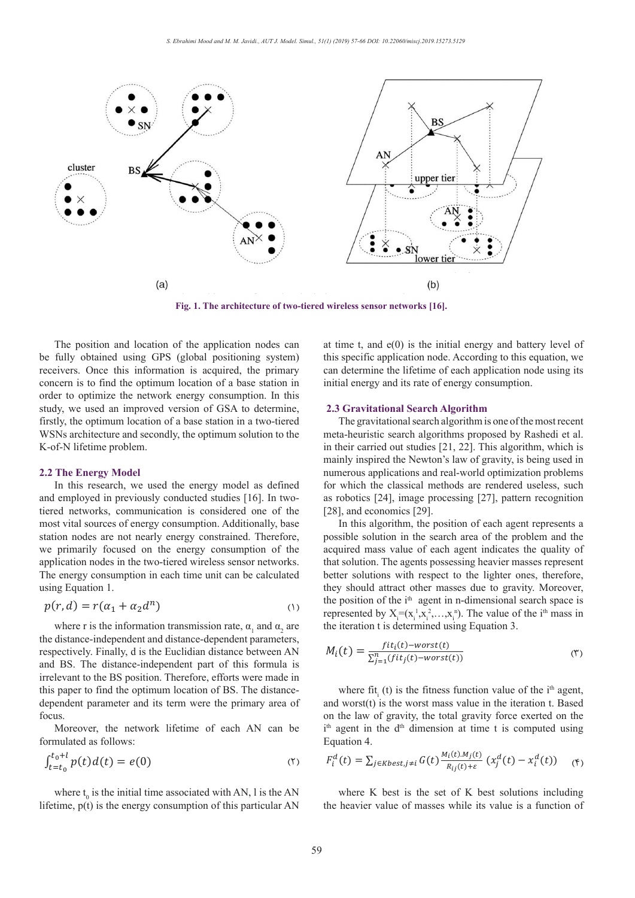Fig. 1. The architecture of two-tiered wireless sensor networks [16].

The position and location of the application nodes can be fully obtained using GPS (global positioning system) receivers. Once this information is acquired, the primary concern is to find the optimum location of a base station in order to optimize the network energy consumption. In this study, we used an improved version of GSA to determine, firstly, the optimum location of a base station in a two-tiered WSNs architecture and secondly, the optimum solution to the K-of-N lifetime problem.

## 2.2 The Energy Model

In this research, we used the energy model as defined and employed in previously conducted studies [16]. In two-tiered networks, communication is considered one of the most vital sources of energy consumption. Additionally, base station nodes are not nearly energy constrained. Therefore, we primarily focused on the energy consumption of the application nodes in the two-tiered wireless sensor networks. The energy consumption in each time unit can be calculated using Equation 1.

$$p(r,d) = r(\alpha_1 + \alpha_2 d^n) \quad (1)$$

where r is the information transmission rate, $\alpha_1$ and $\alpha_2$ are the distance-independent and distance-dependent parameters, respectively. Finally, d is the Euclidian distance between AN and BS. The distance-independent part of this formula is irrelevant to the BS position. Therefore, efforts were made in this paper to find the optimum location of BS. The distance-dependent parameter and its term were the primary area of focus.

Moreover, the network lifetime of each AN can be formulated as follows:

$$\int_{t=t_0}^{t_0+l} p(t)d(t) = e(0) \quad (2)$$

where $t_0$ is the initial time associated with AN, l is the AN lifetime, p(t) is the energy consumption of this particular AN at time t, and e(0) is the initial energy and battery level of this specific application node. According to this equation, we can determine the lifetime of each application node using its initial energy and its rate of energy consumption.

## 2.3 Gravitational Search Algorithm

The gravitational search algorithm is one of the most recent meta-heuristic search algorithms proposed by Rashedi et al. in their carried out studies [21, 22]. This algorithm, which is mainly inspired the Newton's law of gravity, is being used in numerous applications and real-world optimization problems for which the classical methods are rendered useless, such as robotics [24], image processing [27], pattern recognition [28], and economics [29].

In this algorithm, the position of each agent represents a possible solution in the search area of the problem and the acquired mass value of each agent indicates the quality of that solution. The agents possessing heavier masses represent better solutions with respect to the lighter ones, therefore, they should attract other masses due to gravity. Moreover, the position of the i[th] agent in n-dimensional search space is represented by $X_i=(x_i^1,x_i^2,\ldots,x_i^n)$. The value of the i[th] mass in the iteration t is determined using Equation 3.

$$M_i(t) = \frac{fit_i(t) - worst(t)}{\sum_{j=1}^{n}(fit_j(t) - worst(t))} \quad (3)$$

where $fit_i(t)$ is the fitness function value of the i[th] agent, and worst(t) is the worst mass value in the iteration t. Based on the law of gravity, the total gravity force exerted on the i[th] agent in the d[th] dimension at time t is computed using Equation 4.

$$F_i^d(t) = \sum_{j\in Kbest, j\neq i} G(t)\frac{M_i(t).M_j(t)}{R_{ij}(t)+\varepsilon}\,(x_j^d(t) - x_i^d(t)) \quad (4)$$

where K best is the set of K best solutions including the heavier value of masses while its value is a function of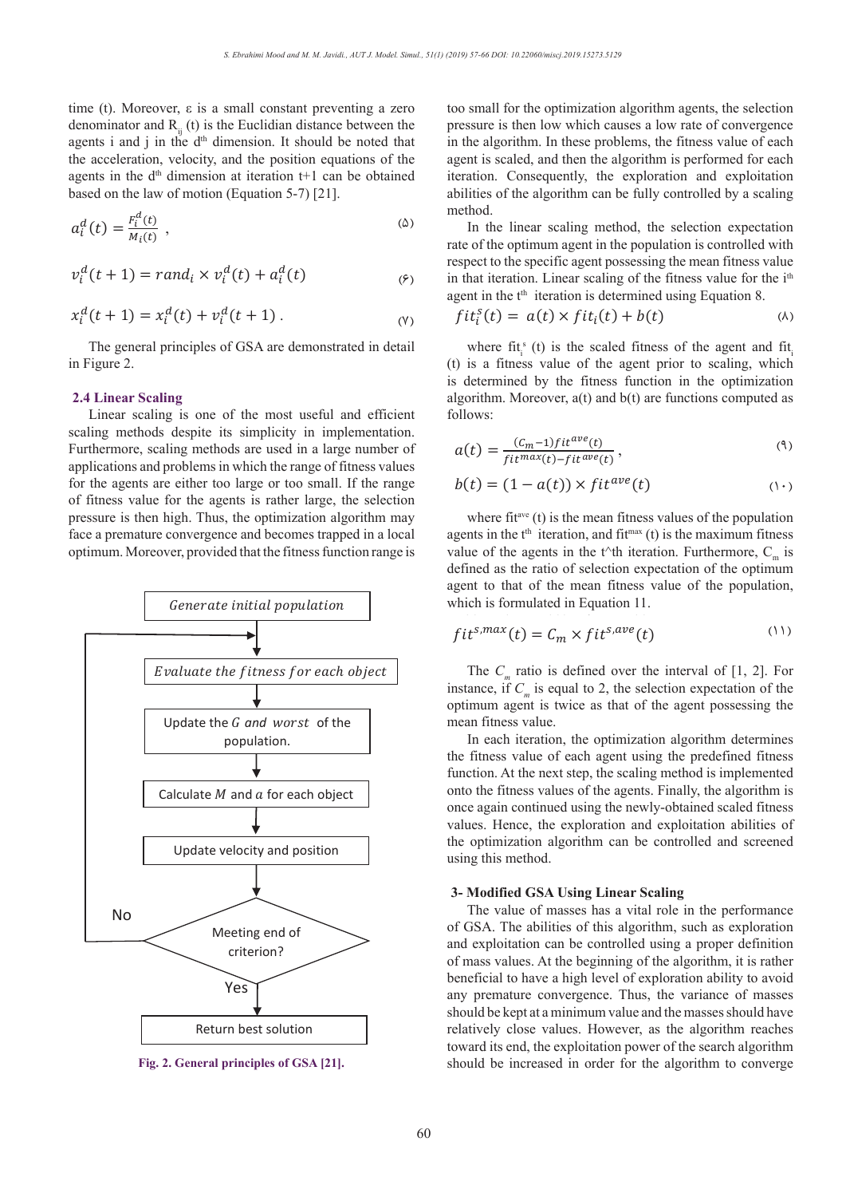time (t). Moreover, ε is a small constant preventing a zero denominator and $R_{ij}$ (t) is the Euclidian distance between the agents i and j in the $d^{th}$ dimension. It should be noted that the acceleration, velocity, and the position equations of the agents in the $d^{th}$ dimension at iteration t+1 can be obtained based on the law of motion (Equation 5-7) [21].

$$a_i^d(t) = \frac{F_i^d(t)}{M_i(t)} \, , \tag{5}$$

$$v_i^d(t+1) = rand_i \times v_i^d(t) + a_i^d(t) \tag{6}$$

$$x_i^d(t+1) = x_i^d(t) + v_i^d(t+1) \, . \tag{7}$$

The general principles of GSA are demonstrated in detail in Figure 2.

Generate initial population → Evaluate the fitness for each object → Update the $G$ and $worst$ of the population. → Calculate $M$ and $a$ for each object → Update velocity and position → Meeting end of criterion? (No: return to Evaluate the fitness for each object; Yes: Return best solution)

Fig. 2. General principles of GSA [21].

### 2.4 Linear Scaling

Linear scaling is one of the most useful and efficient scaling methods despite its simplicity in implementation. Furthermore, scaling methods are used in a large number of applications and problems in which the range of fitness values for the agents are either too large or too small. If the range of fitness value for the agents is rather large, the selection pressure is then high. Thus, the optimization algorithm may face a premature convergence and becomes trapped in a local optimum. Moreover, provided that the fitness function range is too small for the optimization algorithm agents, the selection pressure is then low which causes a low rate of convergence in the algorithm. In these problems, the fitness value of each agent is scaled, and then the algorithm is performed for each iteration. Consequently, the exploration and exploitation abilities of the algorithm can be fully controlled by a scaling method.

In the linear scaling method, the selection expectation rate of the optimum agent in the population is controlled with respect to the specific agent possessing the mean fitness value in that iteration. Linear scaling of the fitness value for the $i^{th}$ agent in the $t^{th}$ iteration is determined using Equation 8.

$$fit_i^s(t) = a(t) \times fit_i(t) + b(t) \tag{8}$$

where $fit_i^s$ (t) is the scaled fitness of the agent and $fit_i$ (t) is a fitness value of the agent prior to scaling, which is determined by the fitness function in the optimization algorithm. Moreover, a(t) and b(t) are functions computed as follows:

$$a(t) = \frac{(C_m - 1)fit^{ave}(t)}{fit^{max}(t) - fit^{ave}(t)} \, , \tag{9}$$

$$b(t) = (1 - a(t)) \times fit^{ave}(t) \tag{10}$$

where $fit^{ave}$ (t) is the mean fitness values of the population agents in the $t^{th}$ iteration, and $fit^{max}$ (t) is the maximum fitness value of the agents in the t^th iteration. Furthermore, $C_m$ is defined as the ratio of selection expectation of the optimum agent to that of the mean fitness value of the population, which is formulated in Equation 11.

$$fit^{s,max}(t) = C_m \times fit^{s,ave}(t) \tag{11}$$

The $C_m$ ratio is defined over the interval of [1, 2]. For instance, if $C_m$ is equal to 2, the selection expectation of the optimum agent is twice as that of the agent possessing the mean fitness value.

In each iteration, the optimization algorithm determines the fitness value of each agent using the predefined fitness function. At the next step, the scaling method is implemented onto the fitness values of the agents. Finally, the algorithm is once again continued using the newly-obtained scaled fitness values. Hence, the exploration and exploitation abilities of the optimization algorithm can be controlled and screened using this method.

## 3- Modified GSA Using Linear Scaling

The value of masses has a vital role in the performance of GSA. The abilities of this algorithm, such as exploration and exploitation can be controlled using a proper definition of mass values. At the beginning of the algorithm, it is rather beneficial to have a high level of exploration ability to avoid any premature convergence. Thus, the variance of masses should be kept at a minimum value and the masses should have relatively close values. However, as the algorithm reaches toward its end, the exploitation power of the search algorithm should be increased in order for the algorithm to converge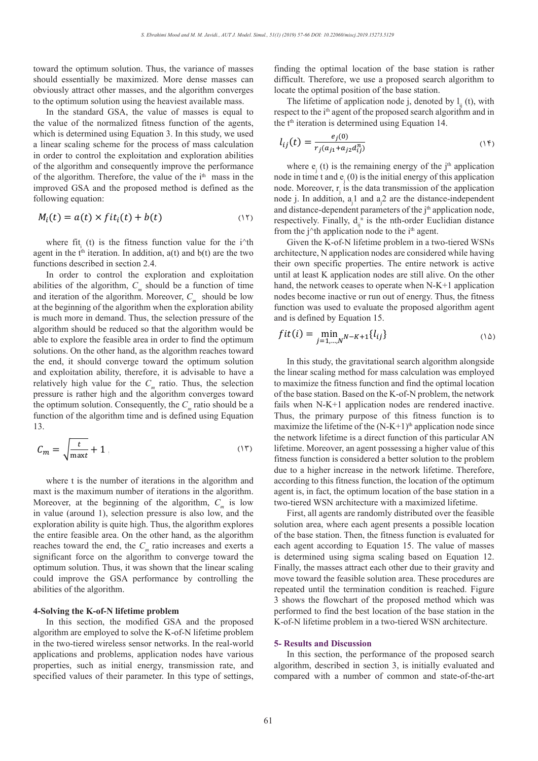toward the optimum solution. Thus, the variance of masses should essentially be maximized. More dense masses can obviously attract other masses, and the algorithm converges to the optimum solution using the heaviest available mass.

In the standard GSA, the value of masses is equal to the value of the normalized fitness function of the agents, which is determined using Equation 3. In this study, we used a linear scaling scheme for the process of mass calculation in order to control the exploitation and exploration abilities of the algorithm and consequently improve the performance of the algorithm. Therefore, the value of the $i^{th}$ mass in the improved GSA and the proposed method is defined as the following equation:

$$M_i(t) = a(t) \times fit_i(t) + b(t) \tag{12}$$

where $fit_i(t)$ is the fitness function value for the i^th agent in the $t^{th}$ iteration. In addition, a(t) and b(t) are the two functions described in section 2.4.

In order to control the exploration and exploitation abilities of the algorithm, $C_m$ should be a function of time and iteration of the algorithm. Moreover, $C_m$ should be low at the beginning of the algorithm when the exploration ability is much more in demand. Thus, the selection pressure of the algorithm should be reduced so that the algorithm would be able to explore the feasible area in order to find the optimum solutions. On the other hand, as the algorithm reaches toward the end, it should converge toward the optimum solution and exploitation ability, therefore, it is advisable to have a relatively high value for the $C_m$ ratio. Thus, the selection pressure is rather high and the algorithm converges toward the optimum solution. Consequently, the $C_m$ ratio should be a function of the algorithm time and is defined using Equation 13.

$$C_m = \sqrt{\frac{t}{\max t}} + 1 \tag{13}$$

where t is the number of iterations in the algorithm and maxt is the maximum number of iterations in the algorithm. Moreover, at the beginning of the algorithm, $C_m$ is low in value (around 1), selection pressure is also low, and the exploration ability is quite high. Thus, the algorithm explores the entire feasible area. On the other hand, as the algorithm reaches toward the end, the $C_m$ ratio increases and exerts a significant force on the algorithm to converge toward the optimum solution. Thus, it was shown that the linear scaling could improve the GSA performance by controlling the abilities of the algorithm.

## 4-Solving the K-of-N lifetime problem

In this section, the modified GSA and the proposed algorithm are employed to solve the K-of-N lifetime problem in the two-tiered wireless sensor networks. In the real-world applications and problems, application nodes have various properties, such as initial energy, transmission rate, and specified values of their parameter. In this type of settings, finding the optimal location of the base station is rather difficult. Therefore, we use a proposed search algorithm to locate the optimal position of the base station.

The lifetime of application node j, denoted by $l_{ij}(t)$, with respect to the $i^{th}$ agent of the proposed search algorithm and in the $t^{th}$ iteration is determined using Equation 14.

$$l_{ij}(t) = \frac{e_j(0)}{r_j(a_{j1} + a_{j2} d_{ij}^n)} \tag{14}$$

where $e_j(t)$ is the remaining energy of the $j^{th}$ application node in time t and $e_j(0)$ is the initial energy of this application node. Moreover, $r_j$ is the data transmission of the application node j. In addition, $a_j1$ and $a_j2$ are the distance-independent and distance-dependent parameters of the $j^{th}$ application node, respectively. Finally, $d_{ij}^n$ is the nth-order Euclidian distance from the j^th application node to the $i^{th}$ agent.

Given the K-of-N lifetime problem in a two-tiered WSNs architecture, N application nodes are considered while having their own specific properties. The entire network is active until at least K application nodes are still alive. On the other hand, the network ceases to operate when N-K+1 application nodes become inactive or run out of energy. Thus, the fitness function was used to evaluate the proposed algorithm agent and is defined by Equation 15.

$$fit(i) = \min_{j=1,\ldots,N}{}^{N-K+1}\{l_{ij}\} \tag{15}$$

In this study, the gravitational search algorithm alongside the linear scaling method for mass calculation was employed to maximize the fitness function and find the optimal location of the base station. Based on the K-of-N problem, the network fails when N-K+1 application nodes are rendered inactive. Thus, the primary purpose of this fitness function is to maximize the lifetime of the $(N-K+1)^{th}$ application node since the network lifetime is a direct function of this particular AN lifetime. Moreover, an agent possessing a higher value of this fitness function is considered a better solution to the problem due to a higher increase in the network lifetime. Therefore, according to this fitness function, the location of the optimum agent is, in fact, the optimum location of the base station in a two-tiered WSN architecture with a maximized lifetime.

First, all agents are randomly distributed over the feasible solution area, where each agent presents a possible location of the base station. Then, the fitness function is evaluated for each agent according to Equation 15. The value of masses is determined using sigma scaling based on Equation 12. Finally, the masses attract each other due to their gravity and move toward the feasible solution area. These procedures are repeated until the termination condition is reached. Figure 3 shows the flowchart of the proposed method which was performed to find the best location of the base station in the K-of-N lifetime problem in a two-tiered WSN architecture.

## 5- Results and Discussion

In this section, the performance of the proposed search algorithm, described in section 3, is initially evaluated and compared with a number of common and state-of-the-art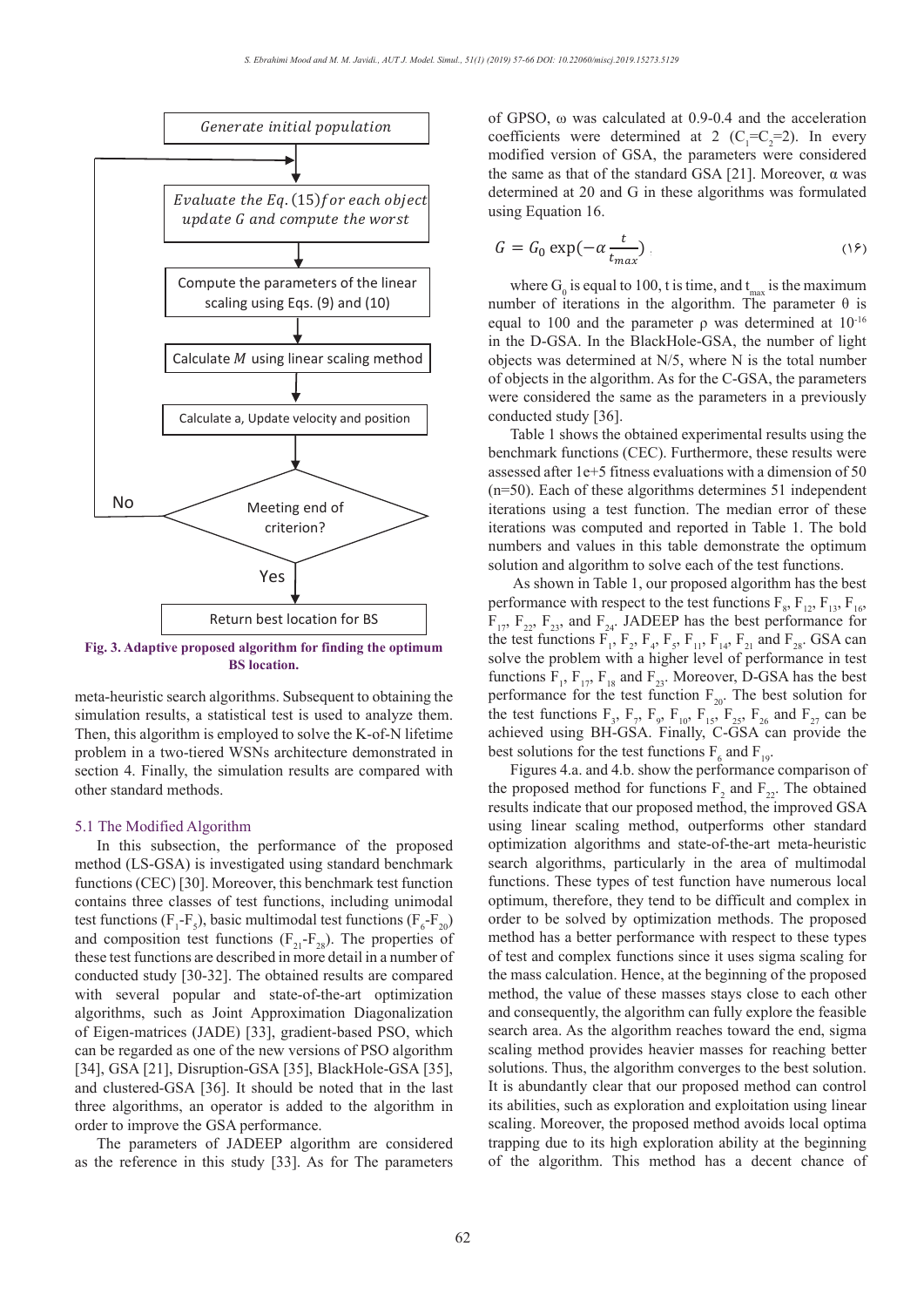Generate initial population

Evaluate the Eq. (15) for each object update G and compute the worst

Compute the parameters of the linear scaling using Eqs. (9) and (10)

Calculate $M$ using linear scaling method

Calculate a, Update velocity and position

Meeting end of criterion?

No

Yes

Return best location for BS

**Fig. 3. Adaptive proposed algorithm for finding the optimum BS location.**

meta-heuristic search algorithms. Subsequent to obtaining the simulation results, a statistical test is used to analyze them. Then, this algorithm is employed to solve the K-of-N lifetime problem in a two-tiered WSNs architecture demonstrated in section 4. Finally, the simulation results are compared with other standard methods.

## 5.1 The Modified Algorithm

In this subsection, the performance of the proposed method (LS-GSA) is investigated using standard benchmark functions (CEC) [30]. Moreover, this benchmark test function contains three classes of test functions, including unimodal test functions ($F_1$-$F_5$), basic multimodal test functions ($F_6$-$F_{20}$) and composition test functions ($F_{21}$-$F_{28}$). The properties of these test functions are described in more detail in a number of conducted study [30-32]. The obtained results are compared with several popular and state-of-the-art optimization algorithms, such as Joint Approximation Diagonalization of Eigen-matrices (JADE) [33], gradient-based PSO, which can be regarded as one of the new versions of PSO algorithm [34], GSA [21], Disruption-GSA [35], BlackHole-GSA [35], and clustered-GSA [36]. It should be noted that in the last three algorithms, an operator is added to the algorithm in order to improve the GSA performance.

The parameters of JADEEP algorithm are considered as the reference in this study [33]. As for The parameters of GPSO, ω was calculated at 0.9-0.4 and the acceleration coefficients were determined at 2 ($C_1$=$C_2$=2). In every modified version of GSA, the parameters were considered the same as that of the standard GSA [21]. Moreover, α was determined at 20 and G in these algorithms was formulated using Equation 16.

$$G = G_0 \exp(-\alpha \frac{t}{t_{max}}) \quad (16)$$

where $G_0$ is equal to 100, t is time, and $t_{max}$ is the maximum number of iterations in the algorithm. The parameter θ is equal to 100 and the parameter ρ was determined at $10^{-16}$ in the D-GSA. In the BlackHole-GSA, the number of light objects was determined at N/5, where N is the total number of objects in the algorithm. As for the C-GSA, the parameters were considered the same as the parameters in a previously conducted study [36].

Table 1 shows the obtained experimental results using the benchmark functions (CEC). Furthermore, these results were assessed after 1e+5 fitness evaluations with a dimension of 50 (n=50). Each of these algorithms determines 51 independent iterations using a test function. The median error of these iterations was computed and reported in Table 1. The bold numbers and values in this table demonstrate the optimum solution and algorithm to solve each of the test functions.

As shown in Table 1, our proposed algorithm has the best performance with respect to the test functions $F_8$, $F_{12}$, $F_{13}$, $F_{16}$, $F_{17}$, $F_{22}$, $F_{23}$, and $F_{24}$. JADEEP has the best performance for the test functions $F_1$, $F_2$, $F_4$, $F_5$, $F_{11}$, $F_{14}$, $F_{21}$ and $F_{28}$. GSA can solve the problem with a higher level of performance in test functions $F_1$, $F_{17}$, $F_{18}$ and $F_{23}$. Moreover, D-GSA has the best performance for the test function $F_{20}$. The best solution for the test functions $F_3$, $F_7$, $F_9$, $F_{10}$, $F_{15}$, $F_{25}$, $F_{26}$ and $F_{27}$ can be achieved using BH-GSA. Finally, C-GSA can provide the best solutions for the test functions $F_6$ and $F_{19}$.

Figures 4.a. and 4.b. show the performance comparison of the proposed method for functions $F_2$ and $F_{22}$. The obtained results indicate that our proposed method, the improved GSA using linear scaling method, outperforms other standard optimization algorithms and state-of-the-art meta-heuristic search algorithms, particularly in the area of multimodal functions. These types of test function have numerous local optimum, therefore, they tend to be difficult and complex in order to be solved by optimization methods. The proposed method has a better performance with respect to these types of test and complex functions since it uses sigma scaling for the mass calculation. Hence, at the beginning of the proposed method, the value of these masses stays close to each other and consequently, the algorithm can fully explore the feasible search area. As the algorithm reaches toward the end, sigma scaling method provides heavier masses for reaching better solutions. Thus, the algorithm converges to the best solution. It is abundantly clear that our proposed method can control its abilities, such as exploration and exploitation using linear scaling. Moreover, the proposed method avoids local optima trapping due to its high exploration ability at the beginning of the algorithm. This method has a decent chance of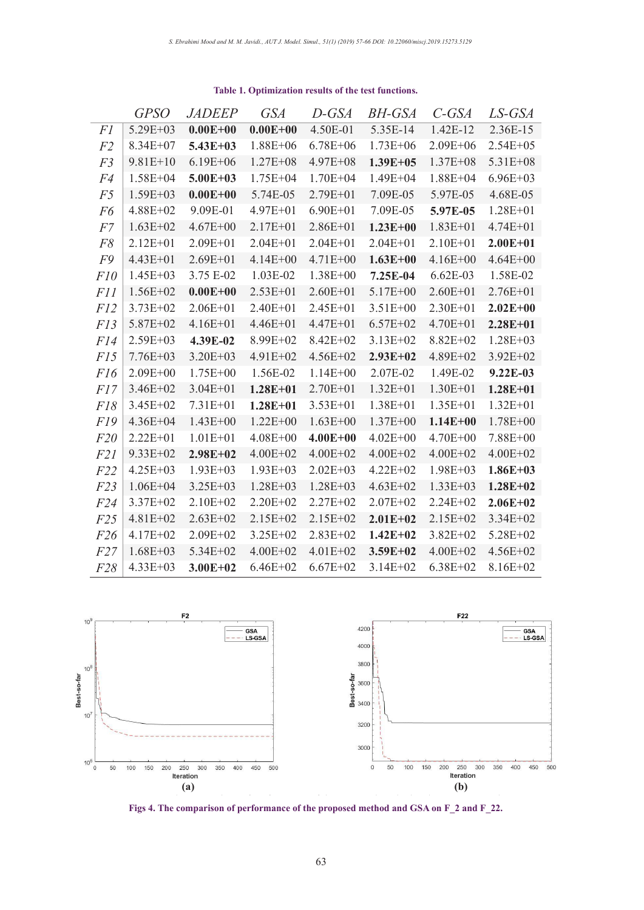**Table 1. Optimization results of the test functions.**

| | *GPSO* | *JADEEP* | *GSA* | *D-GSA* | *BH-GSA* | *C-GSA* | *LS-GSA* |
|---|---|---|---|---|---|---|---|
| *F1* | 5.29E+03 | **0.00E+00** | **0.00E+00** | 4.50E-01 | 5.35E-14 | 1.42E-12 | 2.36E-15 |
| *F2* | 8.34E+07 | **5.43E+03** | 1.88E+06 | 6.78E+06 | 1.73E+06 | 2.09E+06 | 2.54E+05 |
| *F3* | 9.81E+10 | 6.19E+06 | 1.27E+08 | 4.97E+08 | **1.39E+05** | 1.37E+08 | 5.31E+08 |
| *F4* | 1.58E+04 | **5.00E+03** | 1.75E+04 | 1.70E+04 | 1.49E+04 | 1.88E+04 | 6.96E+03 |
| *F5* | 1.59E+03 | **0.00E+00** | 5.74E-05 | 2.79E+01 | 7.09E-05 | 5.97E-05 | 4.68E-05 |
| *F6* | 4.88E+02 | 9.09E-01 | 4.97E+01 | 6.90E+01 | 7.09E-05 | **5.97E-05** | 1.28E+01 |
| *F7* | 1.63E+02 | 4.67E+00 | 2.17E+01 | 2.86E+01 | **1.23E+00** | 1.83E+01 | 4.74E+01 |
| *F8* | 2.12E+01 | 2.09E+01 | 2.04E+01 | 2.04E+01 | 2.04E+01 | 2.10E+01 | **2.00E+01** |
| *F9* | 4.43E+01 | 2.69E+01 | 4.14E+00 | 4.71E+00 | **1.63E+00** | 4.16E+00 | 4.64E+00 |
| *F10* | 1.45E+03 | 3.75 E-02 | 1.03E-02 | 1.38E+00 | **7.25E-04** | 6.62E-03 | 1.58E-02 |
| *F11* | 1.56E+02 | **0.00E+00** | 2.53E+01 | 2.60E+01 | 5.17E+00 | 2.60E+01 | 2.76E+01 |
| *F12* | 3.73E+02 | 2.06E+01 | 2.40E+01 | 2.45E+01 | 3.51E+00 | 2.30E+01 | **2.02E+00** |
| *F13* | 5.87E+02 | 4.16E+01 | 4.46E+01 | 4.47E+01 | 6.57E+02 | 4.70E+01 | **2.28E+01** |
| *F14* | 2.59E+03 | **4.39E-02** | 8.99E+02 | 8.42E+02 | 3.13E+02 | 8.82E+02 | 1.28E+03 |
| *F15* | 7.76E+03 | 3.20E+03 | 4.91E+02 | 4.56E+02 | **2.93E+02** | 4.89E+02 | 3.92E+02 |
| *F16* | 2.09E+00 | 1.75E+00 | 1.56E-02 | 1.14E+00 | 2.07E-02 | 1.49E-02 | **9.22E-03** |
| *F17* | 3.46E+02 | 3.04E+01 | **1.28E+01** | 2.70E+01 | 1.32E+01 | 1.30E+01 | **1.28E+01** |
| *F18* | 3.45E+02 | 7.31E+01 | **1.28E+01** | 3.53E+01 | 1.38E+01 | 1.35E+01 | 1.32E+01 |
| *F19* | 4.36E+04 | 1.43E+00 | 1.22E+00 | 1.63E+00 | 1.37E+00 | **1.14E+00** | 1.78E+00 |
| *F20* | 2.22E+01 | 1.01E+01 | 4.08E+00 | **4.00E+00** | 4.02E+00 | 4.70E+00 | 7.88E+00 |
| *F21* | 9.33E+02 | **2.98E+02** | 4.00E+02 | 4.00E+02 | 4.00E+02 | 4.00E+02 | 4.00E+02 |
| *F22* | 4.25E+03 | 1.93E+03 | 1.93E+03 | 2.02E+03 | 4.22E+02 | 1.98E+03 | **1.86E+03** |
| *F23* | 1.06E+04 | 3.25E+03 | 1.28E+03 | 1.28E+03 | 4.63E+02 | 1.33E+03 | **1.28E+02** |
| *F24* | 3.37E+02 | 2.10E+02 | 2.20E+02 | 2.27E+02 | 2.07E+02 | 2.24E+02 | **2.06E+02** |
| *F25* | 4.81E+02 | 2.63E+02 | 2.15E+02 | 2.15E+02 | **2.01E+02** | 2.15E+02 | 3.34E+02 |
| *F26* | 4.17E+02 | 2.09E+02 | 3.25E+02 | 2.83E+02 | **1.42E+02** | 3.82E+02 | 5.28E+02 |
| *F27* | 1.68E+03 | 5.34E+02 | 4.00E+02 | 4.01E+02 | **3.59E+02** | 4.00E+02 | 4.56E+02 |
| *F28* | 4.33E+03 | **3.00E+02** | 6.46E+02 | 6.67E+02 | 3.14E+02 | 6.38E+02 | 8.16E+02 |

(a) (b)

**Figs 4. The comparison of performance of the proposed method and GSA on F_2 and F_22.**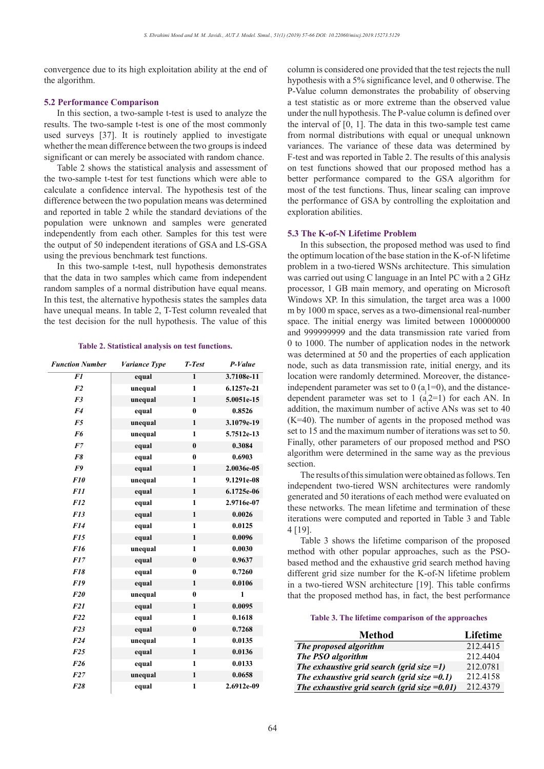convergence due to its high exploitation ability at the end of the algorithm.

### 5.2 Performance Comparison

In this section, a two-sample t-test is used to analyze the results. The two-sample t-test is one of the most commonly used surveys [37]. It is routinely applied to investigate whether the mean difference between the two groups is indeed significant or can merely be associated with random chance.

Table 2 shows the statistical analysis and assessment of the two-sample t-test for test functions which were able to calculate a confidence interval. The hypothesis test of the difference between the two population means was determined and reported in table 2 while the standard deviations of the population were unknown and samples were generated independently from each other. Samples for this test were the output of 50 independent iterations of GSA and LS-GSA using the previous benchmark test functions.

In this two-sample t-test, null hypothesis demonstrates that the data in two samples which came from independent random samples of a normal distribution have equal means. In this test, the alternative hypothesis states the samples data have unequal means. In table 2, T-Test column revealed that the test decision for the null hypothesis. The value of this column is considered one provided that the test rejects the null hypothesis with a 5% significance level, and 0 otherwise. The P-Value column demonstrates the probability of observing a test statistic as or more extreme than the observed value under the null hypothesis. The P-value column is defined over the interval of [0, 1]. The data in this two-sample test came from normal distributions with equal or unequal unknown variances. The variance of these data was determined by F-test and was reported in Table 2. The results of this analysis on test functions showed that our proposed method has a better performance compared to the GSA algorithm for most of the test functions. Thus, linear scaling can improve the performance of GSA by controlling the exploitation and exploration abilities.

**Table 2. Statistical analysis on test functions.**

| *Function Number* | *Variance Type* | *T-Test* | *P-Value* |
|---|---|---|---|
| *F1* | equal | 1 | 3.7108e-11 |
| *F2* | unequal | 1 | 6.1257e-21 |
| *F3* | unequal | 1 | 5.0051e-15 |
| *F4* | equal | 0 | 0.8526 |
| *F5* | unequal | 1 | 3.1079e-19 |
| *F6* | unequal | 1 | 5.7512e-13 |
| *F7* | equal | 0 | 0.3084 |
| *F8* | equal | 0 | 0.6903 |
| *F9* | equal | 1 | 2.0036e-05 |
| *F10* | unequal | 1 | 9.1291e-08 |
| *F11* | equal | 1 | 6.1725e-06 |
| *F12* | equal | 1 | 2.9716e-07 |
| *F13* | equal | 1 | 0.0026 |
| *F14* | equal | 1 | 0.0125 |
| *F15* | equal | 1 | 0.0096 |
| *F16* | unequal | 1 | 0.0030 |
| *F17* | equal | 0 | 0.9637 |
| *F18* | equal | 0 | 0.7260 |
| *F19* | equal | 1 | 0.0106 |
| *F20* | unequal | 0 | 1 |
| *F21* | equal | 1 | 0.0095 |
| *F22* | equal | 1 | 0.1618 |
| *F23* | equal | 0 | 0.7268 |
| *F24* | unequal | 1 | 0.0135 |
| *F25* | equal | 1 | 0.0136 |
| *F26* | equal | 1 | 0.0133 |
| *F27* | unequal | 1 | 0.0658 |
| *F28* | equal | 1 | 2.6912e-09 |

### 5.3 The K-of-N Lifetime Problem

In this subsection, the proposed method was used to find the optimum location of the base station in the K-of-N lifetime problem in a two-tiered WSNs architecture. This simulation was carried out using C language in an Intel PC with a 2 GHz processor, 1 GB main memory, and operating on Microsoft Windows XP. In this simulation, the target area was a 1000 m by 1000 m space, serves as a two-dimensional real-number space. The initial energy was limited between 100000000 and 999999999 and the data transmission rate varied from 0 to 1000. The number of application nodes in the network was determined at 50 and the properties of each application node, such as data transmission rate, initial energy, and its location were randomly determined. Moreover, the distance-independent parameter was set to 0 ($a_j1=0$), and the distance-dependent parameter was set to 1 ($a_j2=1$) for each AN. In addition, the maximum number of active ANs was set to 40 (K=40). The number of agents in the proposed method was set to 15 and the maximum number of iterations was set to 50. Finally, other parameters of our proposed method and PSO algorithm were determined in the same way as the previous section.

The results of this simulation were obtained as follows. Ten independent two-tiered WSN architectures were randomly generated and 50 iterations of each method were evaluated on these networks. The mean lifetime and termination of these iterations were computed and reported in Table 3 and Table 4 [19].

Table 3 shows the lifetime comparison of the proposed method with other popular approaches, such as the PSO-based method and the exhaustive grid search method having different grid size number for the K-of-N lifetime problem in a two-tiered WSN architecture [19]. This table confirms that the proposed method has, in fact, the best performance

**Table 3. The lifetime comparison of the approaches**

| Method | Lifetime |
|---|---|
| *The proposed algorithm* | 212.4415 |
| *The PSO algorithm* | 212.4404 |
| *The exhaustive grid search (grid size =1)* | 212.0781 |
| *The exhaustive grid search (grid size =0.1)* | 212.4158 |
| *The exhaustive grid search (grid size =0.01)* | 212.4379 |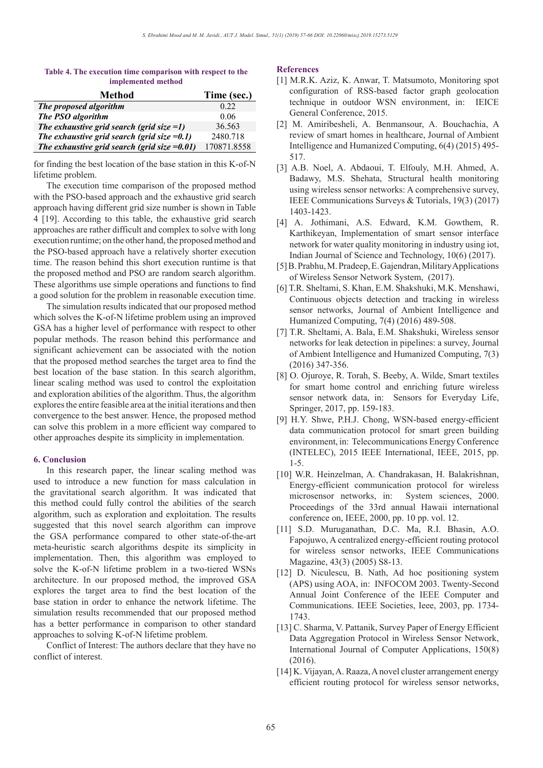**Table 4. The execution time comparison with respect to the implemented method**

| Method | Time (sec.) |
|---|---|
| *The proposed algorithm* | 0.22 |
| *The PSO algorithm* | 0.06 |
| *The exhaustive grid search (grid size =1)* | 36.563 |
| *The exhaustive grid search (grid size =0.1)* | 2480.718 |
| *The exhaustive grid search (grid size =0.01)* | 170871.8558 |

for finding the best location of the base station in this K-of-N lifetime problem.

The execution time comparison of the proposed method with the PSO-based approach and the exhaustive grid search approach having different grid size number is shown in Table 4 [19]. According to this table, the exhaustive grid search approaches are rather difficult and complex to solve with long execution runtime; on the other hand, the proposed method and the PSO-based approach have a relatively shorter execution time. The reason behind this short execution runtime is that the proposed method and PSO are random search algorithm. These algorithms use simple operations and functions to find a good solution for the problem in reasonable execution time.

The simulation results indicated that our proposed method which solves the K-of-N lifetime problem using an improved GSA has a higher level of performance with respect to other popular methods. The reason behind this performance and significant achievement can be associated with the notion that the proposed method searches the target area to find the best location of the base station. In this search algorithm, linear scaling method was used to control the exploitation and exploration abilities of the algorithm. Thus, the algorithm explores the entire feasible area at the initial iterations and then convergence to the best answer. Hence, the proposed method can solve this problem in a more efficient way compared to other approaches despite its simplicity in implementation.

## 6. Conclusion

In this research paper, the linear scaling method was used to introduce a new function for mass calculation in the gravitational search algorithm. It was indicated that this method could fully control the abilities of the search algorithm, such as exploration and exploitation. The results suggested that this novel search algorithm can improve the GSA performance compared to other state-of-the-art meta-heuristic search algorithms despite its simplicity in implementation. Then, this algorithm was employed to solve the K-of-N lifetime problem in a two-tiered WSNs architecture. In our proposed method, the improved GSA explores the target area to find the best location of the base station in order to enhance the network lifetime. The simulation results recommended that our proposed method has a better performance in comparison to other standard approaches to solving K-of-N lifetime problem.

Conflict of Interest: The authors declare that they have no conflict of interest.

## References

[1] M.R.K. Aziz, K. Anwar, T. Matsumoto, Monitoring spot configuration of RSS-based factor graph geolocation technique in outdoor WSN environment, in: IEICE General Conference, 2015.

[2] M. Amiribesheli, A. Benmansour, A. Bouchachia, A review of smart homes in healthcare, Journal of Ambient Intelligence and Humanized Computing, 6(4) (2015) 495-517.

[3] A.B. Noel, A. Abdaoui, T. Elfouly, M.H. Ahmed, A. Badawy, M.S. Shehata, Structural health monitoring using wireless sensor networks: A comprehensive survey, IEEE Communications Surveys & Tutorials, 19(3) (2017) 1403-1423.

[4] A. Jothimani, A.S. Edward, K.M. Gowthem, R. Karthikeyan, Implementation of smart sensor interface network for water quality monitoring in industry using iot, Indian Journal of Science and Technology, 10(6) (2017).

[5] B. Prabhu, M. Pradeep, E. Gajendran, Military Applications of Wireless Sensor Network System, (2017).

[6] T.R. Sheltami, S. Khan, E.M. Shakshuki, M.K. Menshawi, Continuous objects detection and tracking in wireless sensor networks, Journal of Ambient Intelligence and Humanized Computing, 7(4) (2016) 489-508.

[7] T.R. Sheltami, A. Bala, E.M. Shakshuki, Wireless sensor networks for leak detection in pipelines: a survey, Journal of Ambient Intelligence and Humanized Computing, 7(3) (2016) 347-356.

[8] O. Ojuroye, R. Torah, S. Beeby, A. Wilde, Smart textiles for smart home control and enriching future wireless sensor network data, in: Sensors for Everyday Life, Springer, 2017, pp. 159-183.

[9] H.Y. Shwe, P.H.J. Chong, WSN-based energy-efficient data communication protocol for smart green building environment, in: Telecommunications Energy Conference (INTELEC), 2015 IEEE International, IEEE, 2015, pp. 1-5.

[10] W.R. Heinzelman, A. Chandrakasan, H. Balakrishnan, Energy-efficient communication protocol for wireless microsensor networks, in: System sciences, 2000. Proceedings of the 33rd annual Hawaii international conference on, IEEE, 2000, pp. 10 pp. vol. 12.

[11] S.D. Muruganathan, D.C. Ma, R.I. Bhasin, A.O. Fapojuwo, A centralized energy-efficient routing protocol for wireless sensor networks, IEEE Communications Magazine, 43(3) (2005) S8-13.

[12] D. Niculescu, B. Nath, Ad hoc positioning system (APS) using AOA, in: INFOCOM 2003. Twenty-Second Annual Joint Conference of the IEEE Computer and Communications. IEEE Societies, Ieee, 2003, pp. 1734-1743.

[13] C. Sharma, V. Pattanik, Survey Paper of Energy Efficient Data Aggregation Protocol in Wireless Sensor Network, International Journal of Computer Applications, 150(8) (2016).

[14] K. Vijayan, A. Raaza, A novel cluster arrangement energy efficient routing protocol for wireless sensor networks,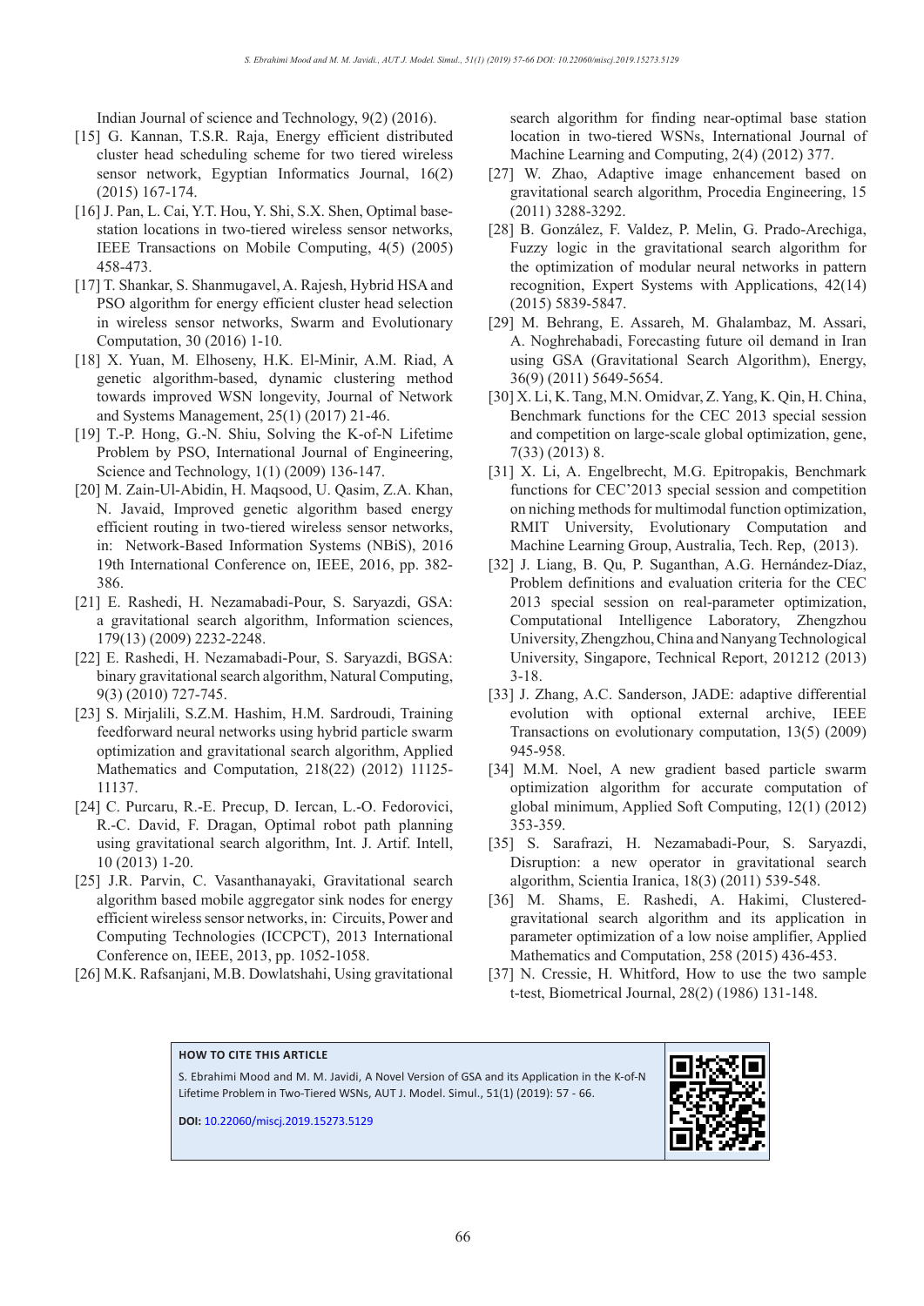Indian Journal of science and Technology, 9(2) (2016).

[15] G. Kannan, T.S.R. Raja, Energy efficient distributed cluster head scheduling scheme for two tiered wireless sensor network, Egyptian Informatics Journal, 16(2) (2015) 167-174.

[16] J. Pan, L. Cai, Y.T. Hou, Y. Shi, S.X. Shen, Optimal base-station locations in two-tiered wireless sensor networks, IEEE Transactions on Mobile Computing, 4(5) (2005) 458-473.

[17] T. Shankar, S. Shanmugavel, A. Rajesh, Hybrid HSA and PSO algorithm for energy efficient cluster head selection in wireless sensor networks, Swarm and Evolutionary Computation, 30 (2016) 1-10.

[18] X. Yuan, M. Elhoseny, H.K. El-Minir, A.M. Riad, A genetic algorithm-based, dynamic clustering method towards improved WSN longevity, Journal of Network and Systems Management, 25(1) (2017) 21-46.

[19] T.-P. Hong, G.-N. Shiu, Solving the K-of-N Lifetime Problem by PSO, International Journal of Engineering, Science and Technology, 1(1) (2009) 136-147.

[20] M. Zain-Ul-Abidin, H. Maqsood, U. Qasim, Z.A. Khan, N. Javaid, Improved genetic algorithm based energy efficient routing in two-tiered wireless sensor networks, in: Network-Based Information Systems (NBiS), 2016 19th International Conference on, IEEE, 2016, pp. 382-386.

[21] E. Rashedi, H. Nezamabadi-Pour, S. Saryazdi, GSA: a gravitational search algorithm, Information sciences, 179(13) (2009) 2232-2248.

[22] E. Rashedi, H. Nezamabadi-Pour, S. Saryazdi, BGSA: binary gravitational search algorithm, Natural Computing, 9(3) (2010) 727-745.

[23] S. Mirjalili, S.Z.M. Hashim, H.M. Sardroudi, Training feedforward neural networks using hybrid particle swarm optimization and gravitational search algorithm, Applied Mathematics and Computation, 218(22) (2012) 11125-11137.

[24] C. Purcaru, R.-E. Precup, D. Iercan, L.-O. Fedorovici, R.-C. David, F. Dragan, Optimal robot path planning using gravitational search algorithm, Int. J. Artif. Intell, 10 (2013) 1-20.

[25] J.R. Parvin, C. Vasanthanayaki, Gravitational search algorithm based mobile aggregator sink nodes for energy efficient wireless sensor networks, in: Circuits, Power and Computing Technologies (ICCPCT), 2013 International Conference on, IEEE, 2013, pp. 1052-1058.

[26] M.K. Rafsanjani, M.B. Dowlatshahi, Using gravitational search algorithm for finding near-optimal base station location in two-tiered WSNs, International Journal of Machine Learning and Computing, 2(4) (2012) 377.

[27] W. Zhao, Adaptive image enhancement based on gravitational search algorithm, Procedia Engineering, 15 (2011) 3288-3292.

[28] B. González, F. Valdez, P. Melin, G. Prado-Arechiga, Fuzzy logic in the gravitational search algorithm for the optimization of modular neural networks in pattern recognition, Expert Systems with Applications, 42(14) (2015) 5839-5847.

[29] M. Behrang, E. Assareh, M. Ghalambaz, M. Assari, A. Noghrehabadi, Forecasting future oil demand in Iran using GSA (Gravitational Search Algorithm), Energy, 36(9) (2011) 5649-5654.

[30] X. Li, K. Tang, M.N. Omidvar, Z. Yang, K. Qin, H. China, Benchmark functions for the CEC 2013 special session and competition on large-scale global optimization, gene, 7(33) (2013) 8.

[31] X. Li, A. Engelbrecht, M.G. Epitropakis, Benchmark functions for CEC'2013 special session and competition on niching methods for multimodal function optimization, RMIT University, Evolutionary Computation and Machine Learning Group, Australia, Tech. Rep, (2013).

[32] J. Liang, B. Qu, P. Suganthan, A.G. Hernández-Díaz, Problem definitions and evaluation criteria for the CEC 2013 special session on real-parameter optimization, Computational Intelligence Laboratory, Zhengzhou University, Zhengzhou, China and Nanyang Technological University, Singapore, Technical Report, 201212 (2013) 3-18.

[33] J. Zhang, A.C. Sanderson, JADE: adaptive differential evolution with optional external archive, IEEE Transactions on evolutionary computation, 13(5) (2009) 945-958.

[34] M.M. Noel, A new gradient based particle swarm optimization algorithm for accurate computation of global minimum, Applied Soft Computing, 12(1) (2012) 353-359.

[35] S. Sarafrazi, H. Nezamabadi-Pour, S. Saryazdi, Disruption: a new operator in gravitational search algorithm, Scientia Iranica, 18(3) (2011) 539-548.

[36] M. Shams, E. Rashedi, A. Hakimi, Clustered-gravitational search algorithm and its application in parameter optimization of a low noise amplifier, Applied Mathematics and Computation, 258 (2015) 436-453.

[37] N. Cressie, H. Whitford, How to use the two sample t-test, Biometrical Journal, 28(2) (1986) 131-148.

**HOW TO CITE THIS ARTICLE**

S. Ebrahimi Mood and M. M. Javidi, A Novel Version of GSA and its Application in the K-of-N Lifetime Problem in Two-Tiered WSNs, AUT J. Model. Simul., 51(1) (2019): 57 - 66.

**DOI:** 10.22060/miscj.2019.15273.5129